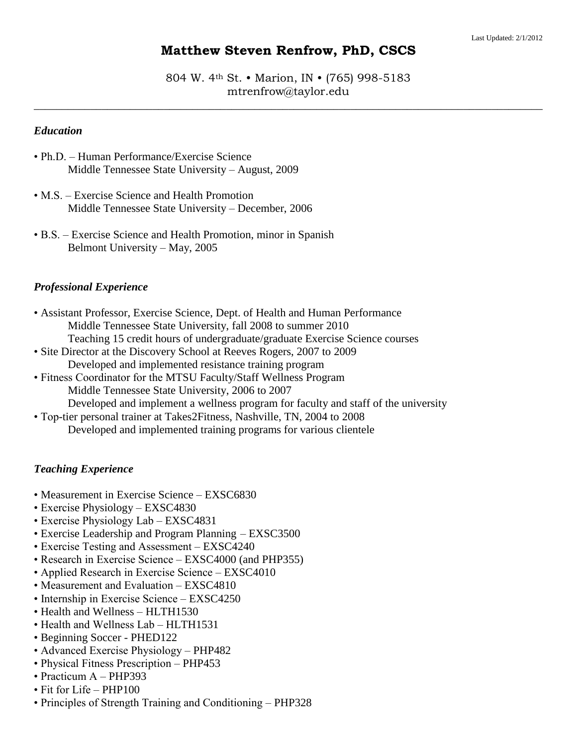Last Updated: 2/1/2012

# Matthew Steven Renfrow, PhD, CSCS

804 W. 4th St. • Marion, IN • (765) 998-5183
mtrenfrow@taylor.edu

---

### *Education*

- Ph.D. – Human Performance/Exercise Science
  Middle Tennessee State University – August, 2009

- M.S. – Exercise Science and Health Promotion
  Middle Tennessee State University – December, 2006

- B.S. – Exercise Science and Health Promotion, minor in Spanish
  Belmont University – May, 2005

### *Professional Experience*

- Assistant Professor, Exercise Science, Dept. of Health and Human Performance
  Middle Tennessee State University, fall 2008 to summer 2010
  Teaching 15 credit hours of undergraduate/graduate Exercise Science courses
- Site Director at the Discovery School at Reeves Rogers, 2007 to 2009
  Developed and implemented resistance training program
- Fitness Coordinator for the MTSU Faculty/Staff Wellness Program
  Middle Tennessee State University, 2006 to 2007
  Developed and implement a wellness program for faculty and staff of the university
- Top-tier personal trainer at Takes2Fitness, Nashville, TN, 2004 to 2008
  Developed and implemented training programs for various clientele

### *Teaching Experience*

- Measurement in Exercise Science – EXSC6830
- Exercise Physiology – EXSC4830
- Exercise Physiology Lab – EXSC4831
- Exercise Leadership and Program Planning – EXSC3500
- Exercise Testing and Assessment – EXSC4240
- Research in Exercise Science – EXSC4000 (and PHP355)
- Applied Research in Exercise Science – EXSC4010
- Measurement and Evaluation – EXSC4810
- Internship in Exercise Science – EXSC4250
- Health and Wellness – HLTH1530
- Health and Wellness Lab – HLTH1531
- Beginning Soccer - PHED122
- Advanced Exercise Physiology – PHP482
- Physical Fitness Prescription – PHP453
- Practicum A – PHP393
- Fit for Life – PHP100
- Principles of Strength Training and Conditioning – PHP328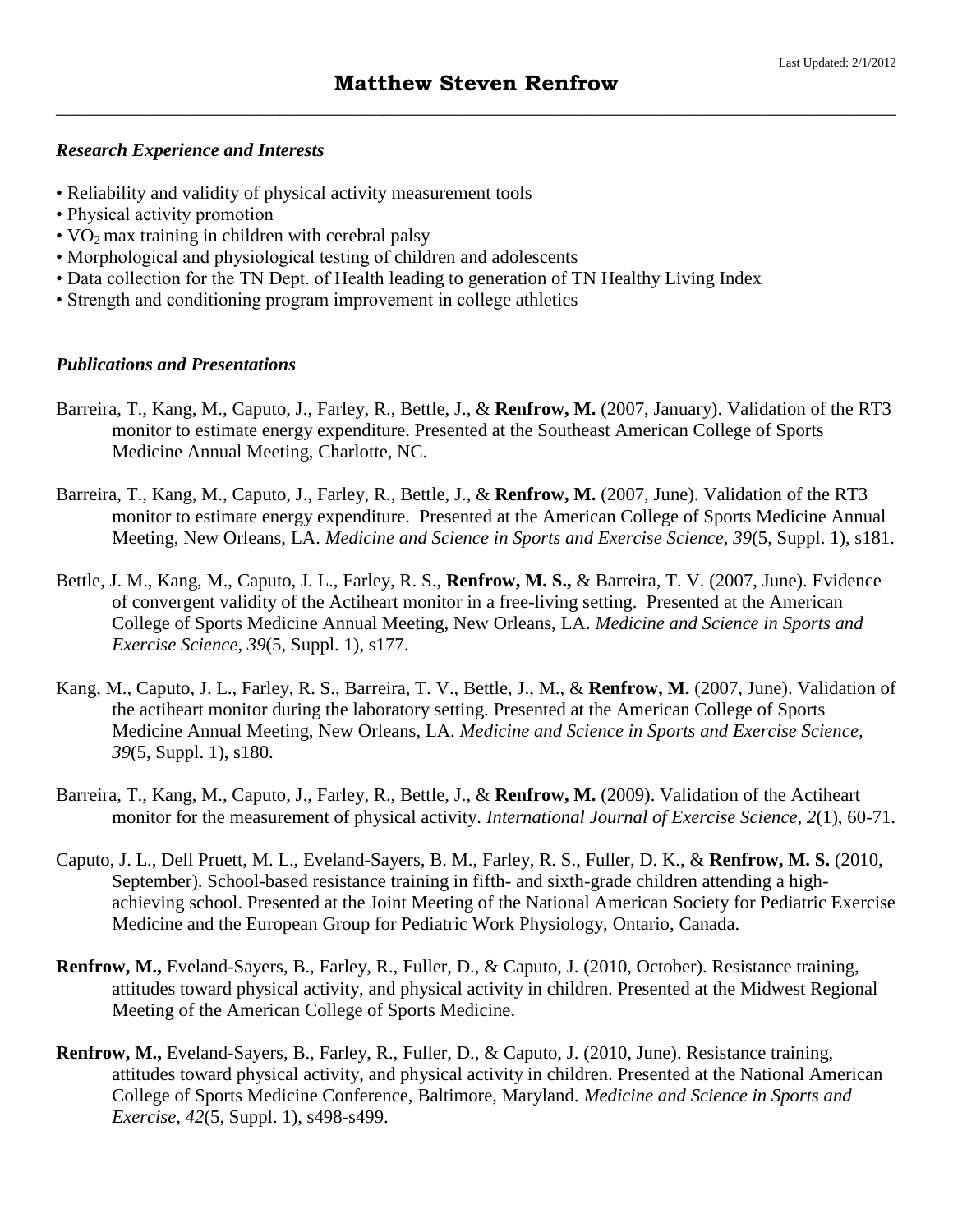# Matthew Steven Renfrow

*Research Experience and Interests*

- Reliability and validity of physical activity measurement tools
- Physical activity promotion
- $VO_2$ max training in children with cerebral palsy
- Morphological and physiological testing of children and adolescents
- Data collection for the TN Dept. of Health leading to generation of TN Healthy Living Index
- Strength and conditioning program improvement in college athletics

*Publications and Presentations*

Barreira, T., Kang, M., Caputo, J., Farley, R., Bettle, J., & **Renfrow, M.** (2007, January). Validation of the RT3 monitor to estimate energy expenditure. Presented at the Southeast American College of Sports Medicine Annual Meeting, Charlotte, NC.

Barreira, T., Kang, M., Caputo, J., Farley, R., Bettle, J., & **Renfrow, M.** (2007, June). Validation of the RT3 monitor to estimate energy expenditure. Presented at the American College of Sports Medicine Annual Meeting, New Orleans, LA. *Medicine and Science in Sports and Exercise Science, 39*(5, Suppl. 1), s181.

Bettle, J. M., Kang, M., Caputo, J. L., Farley, R. S., **Renfrow, M. S.,** & Barreira, T. V. (2007, June). Evidence of convergent validity of the Actiheart monitor in a free-living setting. Presented at the American College of Sports Medicine Annual Meeting, New Orleans, LA. *Medicine and Science in Sports and Exercise Science, 39*(5, Suppl. 1), s177.

Kang, M., Caputo, J. L., Farley, R. S., Barreira, T. V., Bettle, J., M., & **Renfrow, M.** (2007, June). Validation of the actiheart monitor during the laboratory setting. Presented at the American College of Sports Medicine Annual Meeting, New Orleans, LA. *Medicine and Science in Sports and Exercise Science, 39*(5, Suppl. 1), s180.

Barreira, T., Kang, M., Caputo, J., Farley, R., Bettle, J., & **Renfrow, M.** (2009). Validation of the Actiheart monitor for the measurement of physical activity. *International Journal of Exercise Science, 2*(1), 60-71.

Caputo, J. L., Dell Pruett, M. L., Eveland-Sayers, B. M., Farley, R. S., Fuller, D. K., & **Renfrow, M. S.** (2010, September). School-based resistance training in fifth- and sixth-grade children attending a high-achieving school. Presented at the Joint Meeting of the National American Society for Pediatric Exercise Medicine and the European Group for Pediatric Work Physiology, Ontario, Canada.

**Renfrow, M.,** Eveland-Sayers, B., Farley, R., Fuller, D., & Caputo, J. (2010, October). Resistance training, attitudes toward physical activity, and physical activity in children. Presented at the Midwest Regional Meeting of the American College of Sports Medicine.

**Renfrow, M.,** Eveland-Sayers, B., Farley, R., Fuller, D., & Caputo, J. (2010, June). Resistance training, attitudes toward physical activity, and physical activity in children. Presented at the National American College of Sports Medicine Conference, Baltimore, Maryland. *Medicine and Science in Sports and Exercise*, *42*(5, Suppl. 1), s498-s499.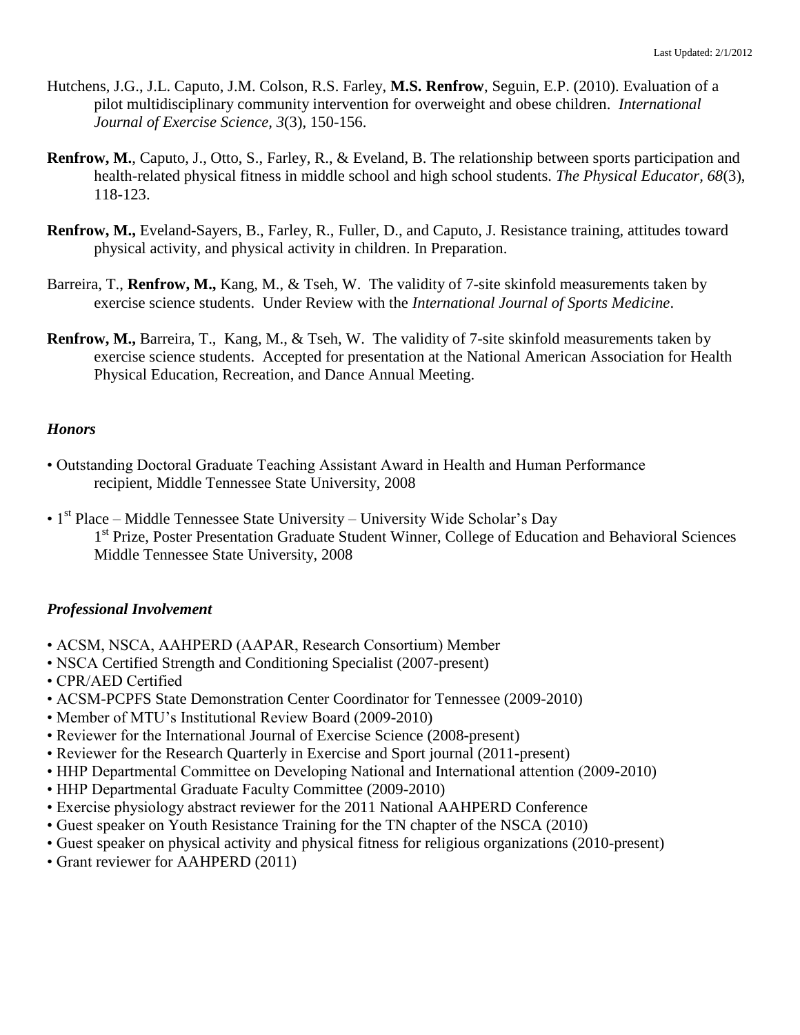Hutchens, J.G., J.L. Caputo, J.M. Colson, R.S. Farley, **M.S. Renfrow**, Seguin, E.P. (2010). Evaluation of a pilot multidisciplinary community intervention for overweight and obese children. *International Journal of Exercise Science, 3*(3), 150-156.

**Renfrow, M.**, Caputo, J., Otto, S., Farley, R., & Eveland, B. The relationship between sports participation and health-related physical fitness in middle school and high school students. *The Physical Educator, 68*(3), 118-123.

**Renfrow, M.,** Eveland-Sayers, B., Farley, R., Fuller, D., and Caputo, J. Resistance training, attitudes toward physical activity, and physical activity in children. In Preparation.

Barreira, T., **Renfrow, M.,** Kang, M., & Tseh, W. The validity of 7-site skinfold measurements taken by exercise science students. Under Review with the *International Journal of Sports Medicine*.

**Renfrow, M.,** Barreira, T., Kang, M., & Tseh, W. The validity of 7-site skinfold measurements taken by exercise science students. Accepted for presentation at the National American Association for Health Physical Education, Recreation, and Dance Annual Meeting.

### *Honors*

- Outstanding Doctoral Graduate Teaching Assistant Award in Health and Human Performance recipient, Middle Tennessee State University, 2008
- 1st Place – Middle Tennessee State University – University Wide Scholar's Day
  1st Prize, Poster Presentation Graduate Student Winner, College of Education and Behavioral Sciences Middle Tennessee State University, 2008

### *Professional Involvement*

- ACSM, NSCA, AAHPERD (AAPAR, Research Consortium) Member
- NSCA Certified Strength and Conditioning Specialist (2007-present)
- CPR/AED Certified
- ACSM-PCPFS State Demonstration Center Coordinator for Tennessee (2009-2010)
- Member of MTU's Institutional Review Board (2009-2010)
- Reviewer for the International Journal of Exercise Science (2008-present)
- Reviewer for the Research Quarterly in Exercise and Sport journal (2011-present)
- HHP Departmental Committee on Developing National and International attention (2009-2010)
- HHP Departmental Graduate Faculty Committee (2009-2010)
- Exercise physiology abstract reviewer for the 2011 National AAHPERD Conference
- Guest speaker on Youth Resistance Training for the TN chapter of the NSCA (2010)
- Guest speaker on physical activity and physical fitness for religious organizations (2010-present)
- Grant reviewer for AAHPERD (2011)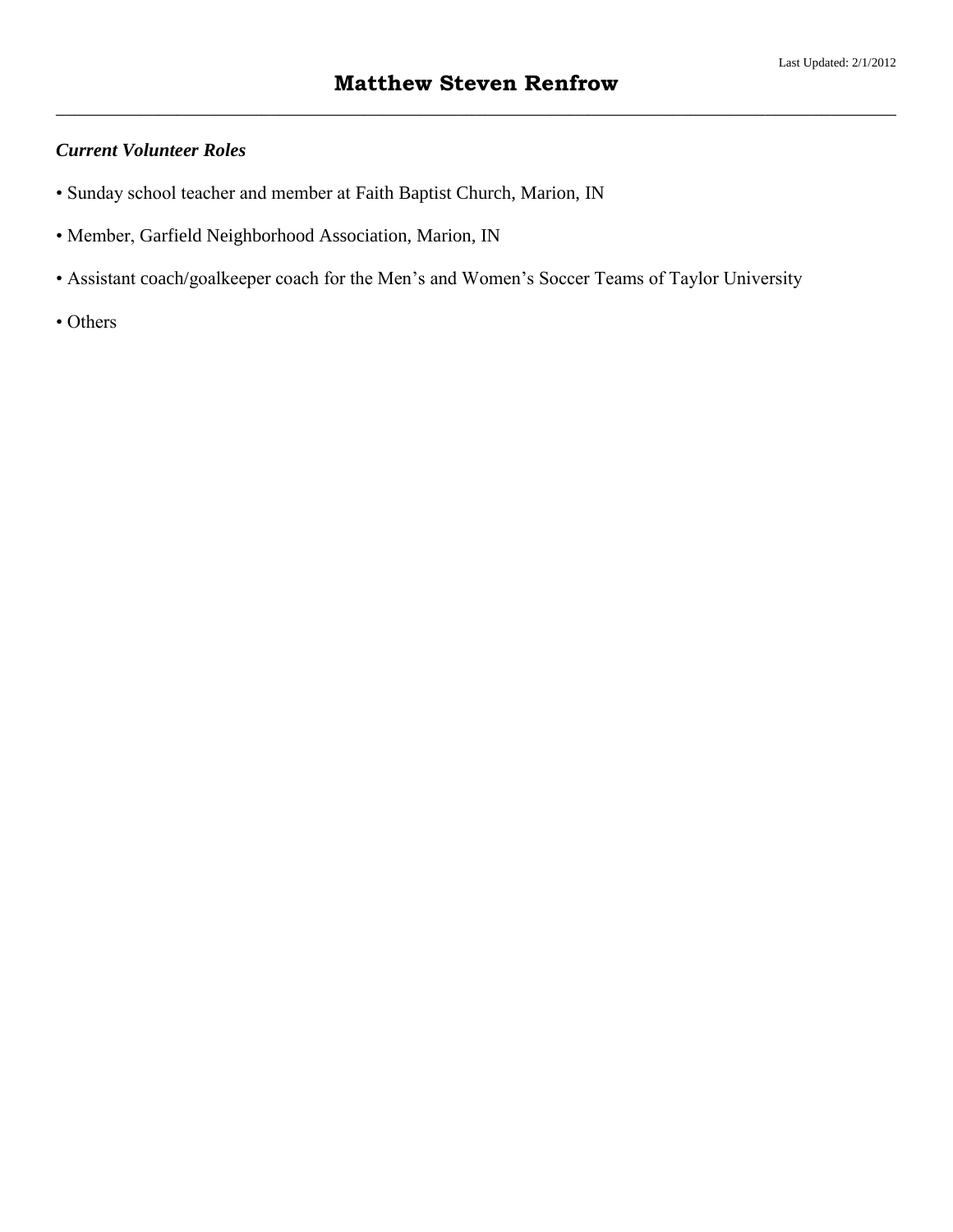Last Updated: 2/1/2012

# Matthew Steven Renfrow

---

***Current Volunteer Roles***

• Sunday school teacher and member at Faith Baptist Church, Marion, IN

• Member, Garfield Neighborhood Association, Marion, IN

• Assistant coach/goalkeeper coach for the Men's and Women's Soccer Teams of Taylor University

• Others